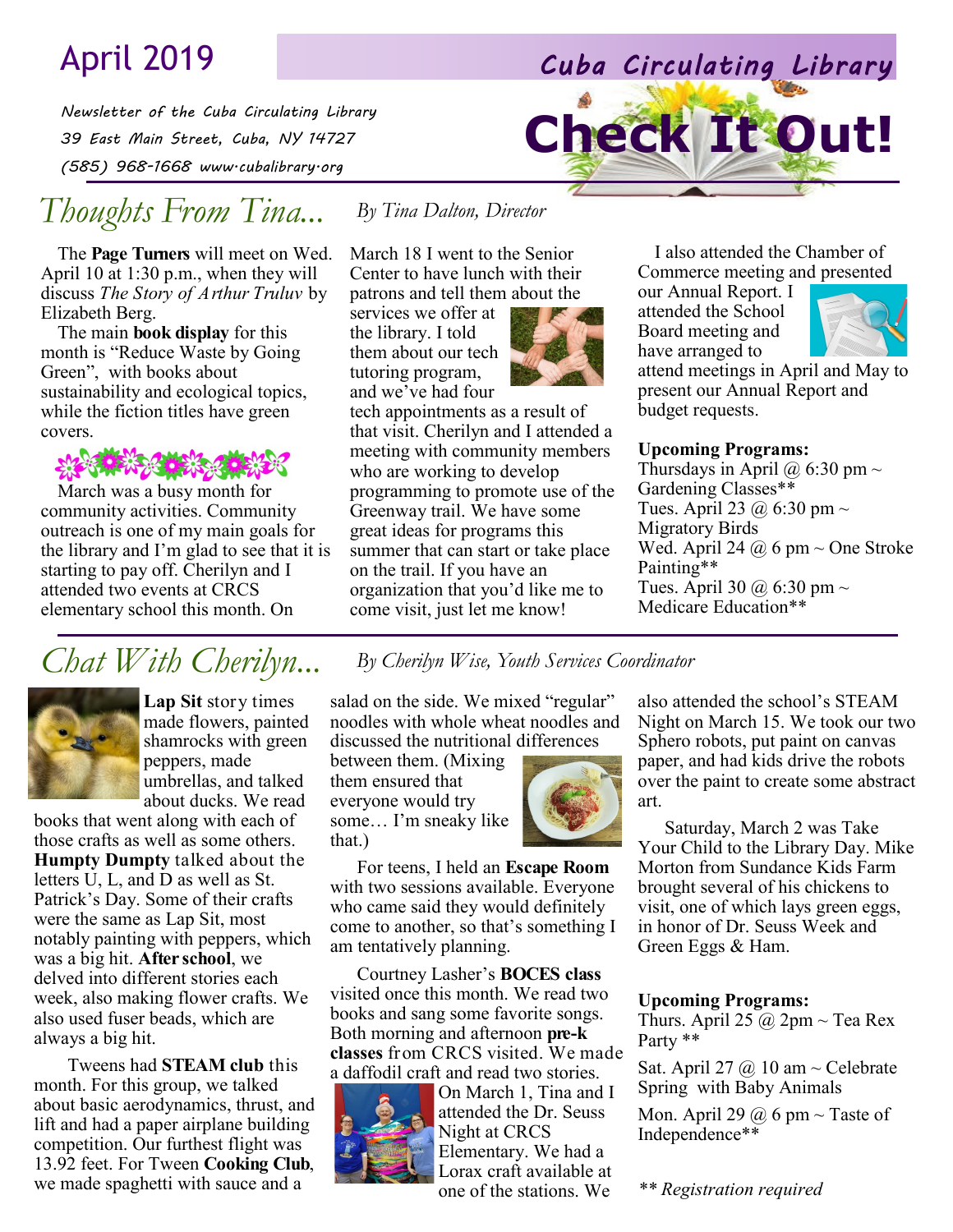# Check It Out!

**April 2019** — *Cuba Circulating Library*

Newsletter of the Cuba Circulating Library
39 East Main Street, Cuba, NY 14727
(585) 968-1668 www.cubalibrary.org

## Thoughts From Tina...

*By Tina Dalton, Director*

The **Page Turners** will meet on Wed. April 10 at 1:30 p.m., when they will discuss *The Story of Arthur Truluv* by Elizabeth Berg.

The main **book display** for this month is "Reduce Waste by Going Green", with books about sustainability and ecological topics, while the fiction titles have green covers.

March was a busy month for community activities. Community outreach is one of my main goals for the library and I'm glad to see that it is starting to pay off. Cherilyn and I attended two events at CRCS elementary school this month. On March 18 I went to the Senior Center to have lunch with their patrons and tell them about the services we offer at the library. I told them about our tech tutoring program, and we've had four tech appointments as a result of that visit. Cherilyn and I attended a meeting with community members who are working to develop programming to promote use of the Greenway trail. We have some great ideas for programs this summer that can start or take place on the trail. If you have an organization that you'd like me to come visit, just let me know!

I also attended the Chamber of Commerce meeting and presented our Annual Report. I attended the School Board meeting and have arranged to attend meetings in April and May to present our Annual Report and budget requests.

**Upcoming Programs:**

Thursdays in April @ 6:30 pm ~ Gardening Classes**
Tues. April 23 @ 6:30 pm ~ Migratory Birds
Wed. April 24 @ 6 pm ~ One Stroke Painting**
Tues. April 30 @ 6:30 pm ~ Medicare Education**

## Chat With Cherilyn...

*By Cherilyn Wise, Youth Services Coordinator*

**Lap Sit** story times made flowers, painted shamrocks with green peppers, made umbrellas, and talked about ducks. We read books that went along with each of those crafts as well as some others. **Humpty Dumpty** talked about the letters U, L, and D as well as St. Patrick's Day. Some of their crafts were the same as Lap Sit, most notably painting with peppers, which was a big hit. **After school**, we delved into different stories each week, also making flower crafts. We also used fuser beads, which are always a big hit.

Tweens had **STEAM club** this month. For this group, we talked about basic aerodynamics, thrust, and lift and had a paper airplane building competition. Our furthest flight was 13.92 feet. For Tween **Cooking Club**, we made spaghetti with sauce and a salad on the side. We mixed "regular" noodles with whole wheat noodles and discussed the nutritional differences between them. (Mixing them ensured that everyone would try some… I'm sneaky like that.)

For teens, I held an **Escape Room** with two sessions available. Everyone who came said they would definitely come to another, so that's something I am tentatively planning.

Courtney Lasher's **BOCES class** visited once this month. We read two books and sang some favorite songs. Both morning and afternoon **pre-k classes** from CRCS visited. We made a daffodil craft and read two stories.

On March 1, Tina and I attended the Dr. Seuss Night at CRCS Elementary. We had a Lorax craft available at one of the stations. We also attended the school's STEAM Night on March 15. We took our two Sphero robots, put paint on canvas paper, and had kids drive the robots over the paint to create some abstract art.

Saturday, March 2 was Take Your Child to the Library Day. Mike Morton from Sundance Kids Farm brought several of his chickens to visit, one of which lays green eggs, in honor of Dr. Seuss Week and Green Eggs & Ham.

**Upcoming Programs:**

Thurs. April 25 @ 2pm ~ Tea Rex Party **

Sat. April 27 @ 10 am ~ Celebrate Spring with Baby Animals

Mon. April 29 @ 6 pm ~ Taste of Independence**

*** Registration required*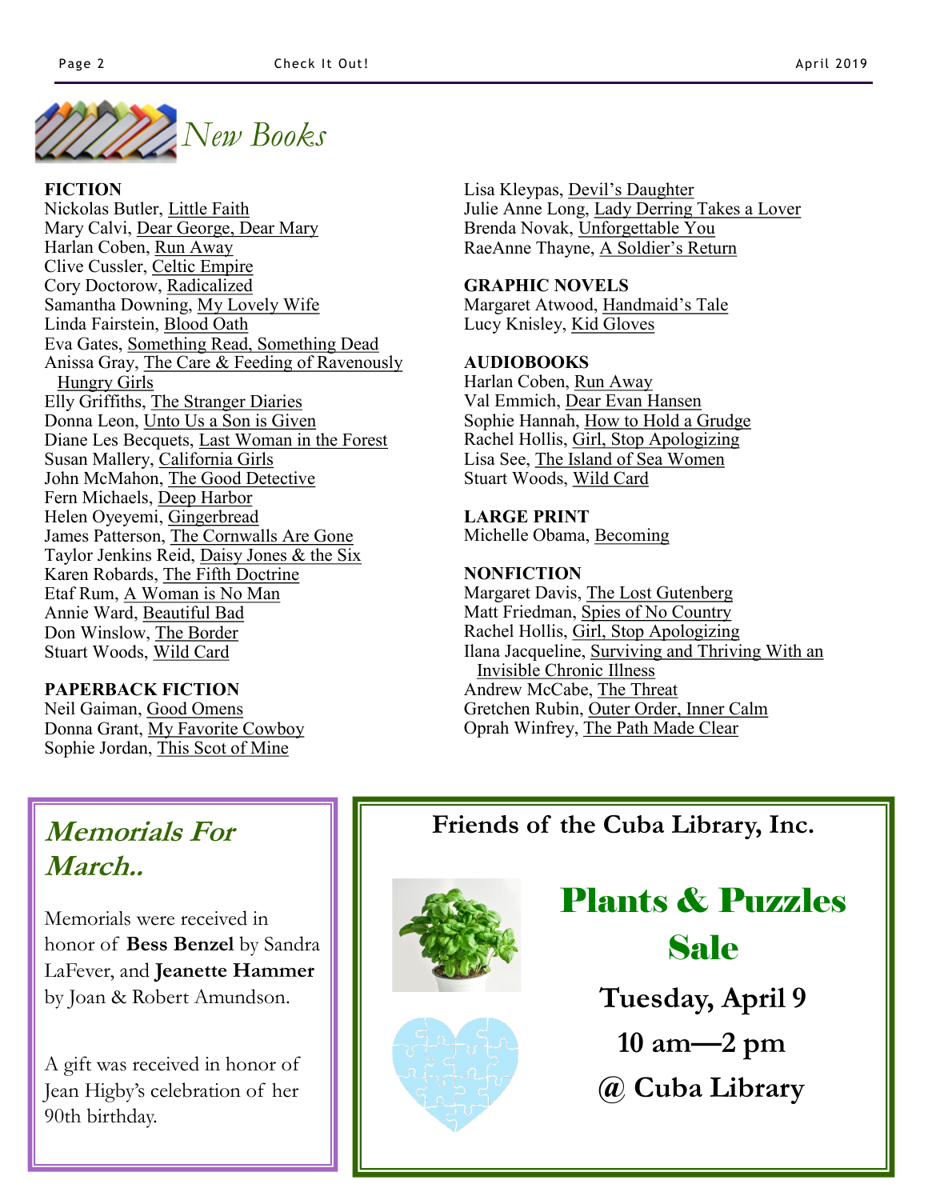# New Books

**FICTION**

Nickolas Butler, Little Faith
Mary Calvi, Dear George, Dear Mary
Harlan Coben, Run Away
Clive Cussler, Celtic Empire
Cory Doctorow, Radicalized
Samantha Downing, My Lovely Wife
Linda Fairstein, Blood Oath
Eva Gates, Something Read, Something Dead
Anissa Gray, The Care & Feeding of Ravenously Hungry Girls
Elly Griffiths, The Stranger Diaries
Donna Leon, Unto Us a Son is Given
Diane Les Becquets, Last Woman in the Forest
Susan Mallery, California Girls
John McMahon, The Good Detective
Fern Michaels, Deep Harbor
Helen Oyeyemi, Gingerbread
James Patterson, The Cornwalls Are Gone
Taylor Jenkins Reid, Daisy Jones & the Six
Karen Robards, The Fifth Doctrine
Etaf Rum, A Woman is No Man
Annie Ward, Beautiful Bad
Don Winslow, The Border
Stuart Woods, Wild Card

**PAPERBACK FICTION**

Neil Gaiman, Good Omens
Donna Grant, My Favorite Cowboy
Sophie Jordan, This Scot of Mine
Lisa Kleypas, Devil's Daughter
Julie Anne Long, Lady Derring Takes a Lover
Brenda Novak, Unforgettable You
RaeAnne Thayne, A Soldier's Return

**GRAPHIC NOVELS**

Margaret Atwood, Handmaid's Tale
Lucy Knisley, Kid Gloves

**AUDIOBOOKS**

Harlan Coben, Run Away
Val Emmich, Dear Evan Hansen
Sophie Hannah, How to Hold a Grudge
Rachel Hollis, Girl, Stop Apologizing
Lisa See, The Island of Sea Women
Stuart Woods, Wild Card

**LARGE PRINT**

Michelle Obama, Becoming

**NONFICTION**

Margaret Davis, The Lost Gutenberg
Matt Friedman, Spies of No Country
Rachel Hollis, Girl, Stop Apologizing
Ilana Jacqueline, Surviving and Thriving With an Invisible Chronic Illness
Andrew McCabe, The Threat
Gretchen Rubin, Outer Order, Inner Calm
Oprah Winfrey, The Path Made Clear

## Memorials For March..

Memorials were received in honor of **Bess Benzel** by Sandra LaFever, and **Jeanette Hammer** by Joan & Robert Amundson.

A gift was received in honor of Jean Higby's celebration of her 90th birthday.

## Friends of the Cuba Library, Inc.

## Plants & Puzzles Sale

**Tuesday, April 9**

**10 am—2 pm**

**@ Cuba Library**